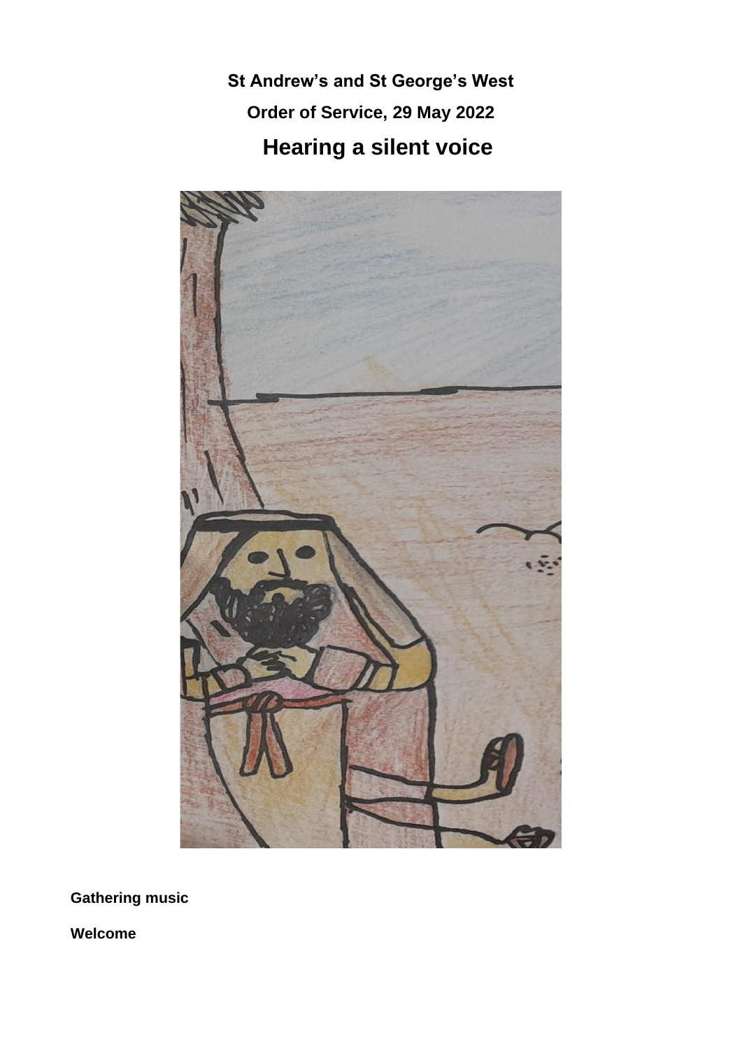**St Andrew's and St George's West**

**Order of Service, 29 May 2022**

# Hearing a silent voice

**Gathering music**

**Welcome**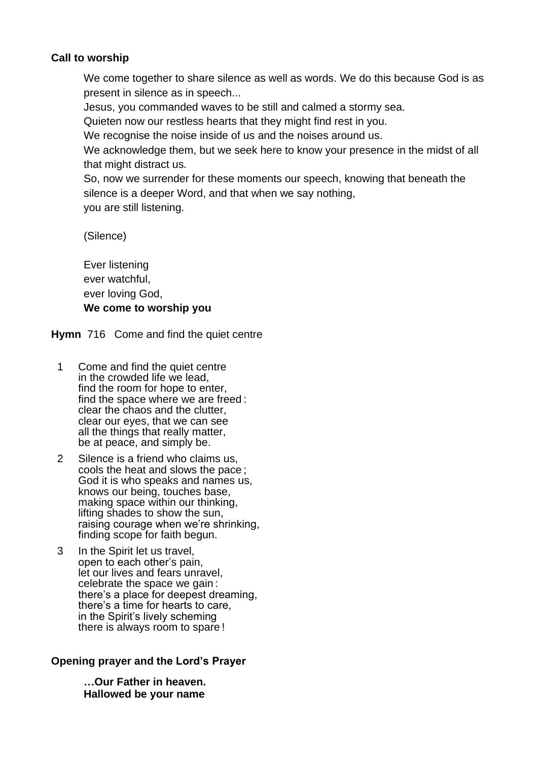**Call to worship**

We come together to share silence as well as words. We do this because God is as present in silence as in speech...

Jesus, you commanded waves to be still and calmed a stormy sea.

Quieten now our restless hearts that they might find rest in you.

We recognise the noise inside of us and the noises around us.

We acknowledge them, but we seek here to know your presence in the midst of all that might distract us.

So, now we surrender for these moments our speech, knowing that beneath the silence is a deeper Word, and that when we say nothing,
you are still listening.

(Silence)

Ever listening
ever watchful,
ever loving God,
**We come to worship you**

**Hymn** 716 Come and find the quiet centre

1. Come and find the quiet centre
   in the crowded life we lead,
   find the room for hope to enter,
   find the space where we are freed :
   clear the chaos and the clutter,
   clear our eyes, that we can see
   all the things that really matter,
   be at peace, and simply be.

2. Silence is a friend who claims us,
   cools the heat and slows the pace ;
   God it is who speaks and names us,
   knows our being, touches base,
   making space within our thinking,
   lifting shades to show the sun,
   raising courage when we're shrinking,
   finding scope for faith begun.

3. In the Spirit let us travel,
   open to each other's pain,
   let our lives and fears unravel,
   celebrate the space we gain :
   there's a place for deepest dreaming,
   there's a time for hearts to care,
   in the Spirit's lively scheming
   there is always room to spare !

**Opening prayer and the Lord's Prayer**

**…Our Father in heaven.**
**Hallowed be your name**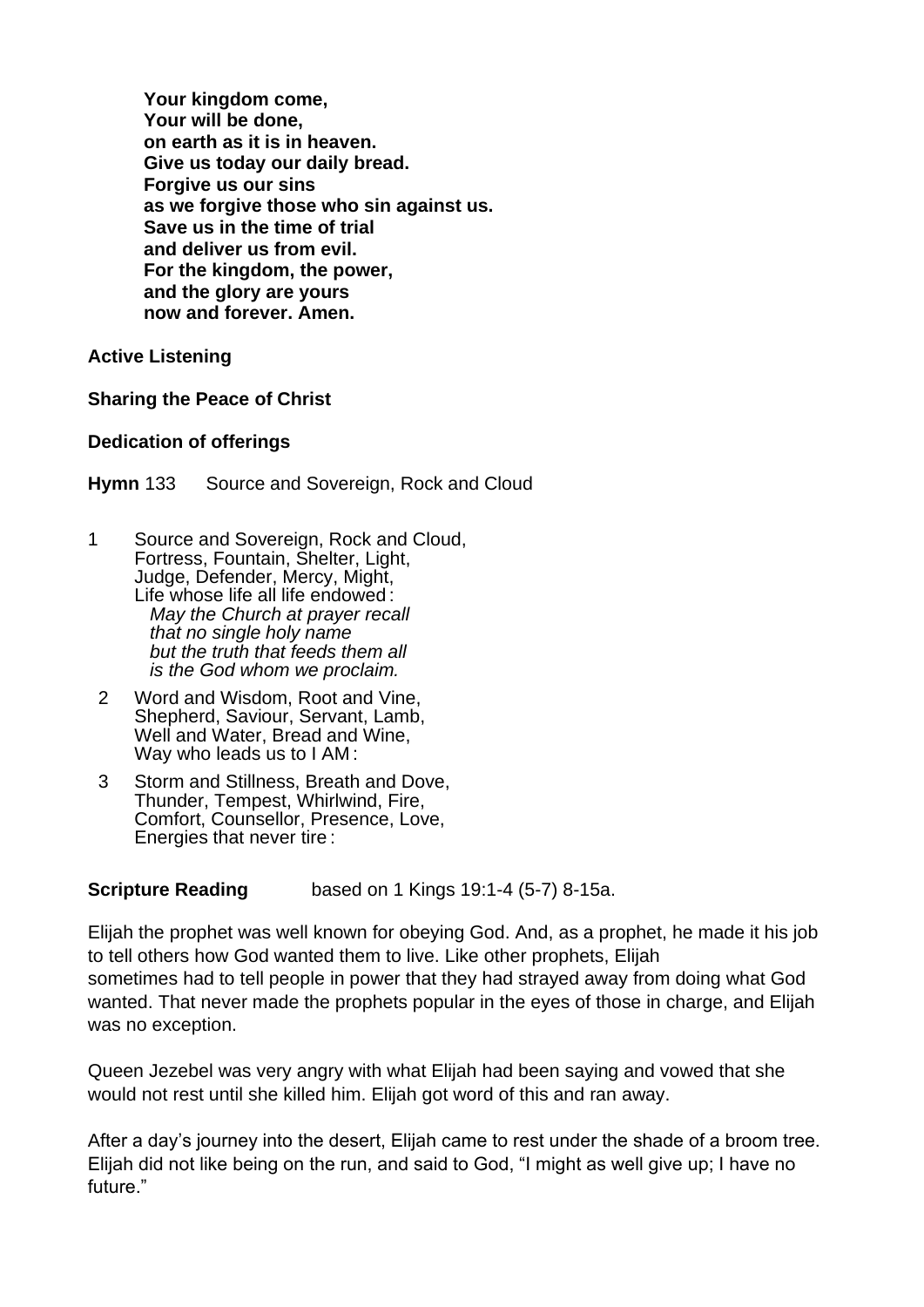**Your kingdom come,**
**Your will be done,**
**on earth as it is in heaven.**
**Give us today our daily bread.**
**Forgive us our sins**
**as we forgive those who sin against us.**
**Save us in the time of trial**
**and deliver us from evil.**
**For the kingdom, the power,**
**and the glory are yours**
**now and forever. Amen.**

**Active Listening**

**Sharing the Peace of Christ**

**Dedication of offerings**

**Hymn** 133 Source and Sovereign, Rock and Cloud

1 Source and Sovereign, Rock and Cloud,
Fortress, Fountain, Shelter, Light,
Judge, Defender, Mercy, Might,
Life whose life all life endowed :
*May the Church at prayer recall*
*that no single holy name*
*but the truth that feeds them all*
*is the God whom we proclaim.*

2 Word and Wisdom, Root and Vine,
Shepherd, Saviour, Servant, Lamb,
Well and Water, Bread and Wine,
Way who leads us to I AM :

3 Storm and Stillness, Breath and Dove,
Thunder, Tempest, Whirlwind, Fire,
Comfort, Counsellor, Presence, Love,
Energies that never tire :

**Scripture Reading** based on 1 Kings 19:1-4 (5-7) 8-15a.

Elijah the prophet was well known for obeying God. And, as a prophet, he made it his job to tell others how God wanted them to live. Like other prophets, Elijah sometimes had to tell people in power that they had strayed away from doing what God wanted. That never made the prophets popular in the eyes of those in charge, and Elijah was no exception.

Queen Jezebel was very angry with what Elijah had been saying and vowed that she would not rest until she killed him. Elijah got word of this and ran away.

After a day's journey into the desert, Elijah came to rest under the shade of a broom tree. Elijah did not like being on the run, and said to God, "I might as well give up; I have no future."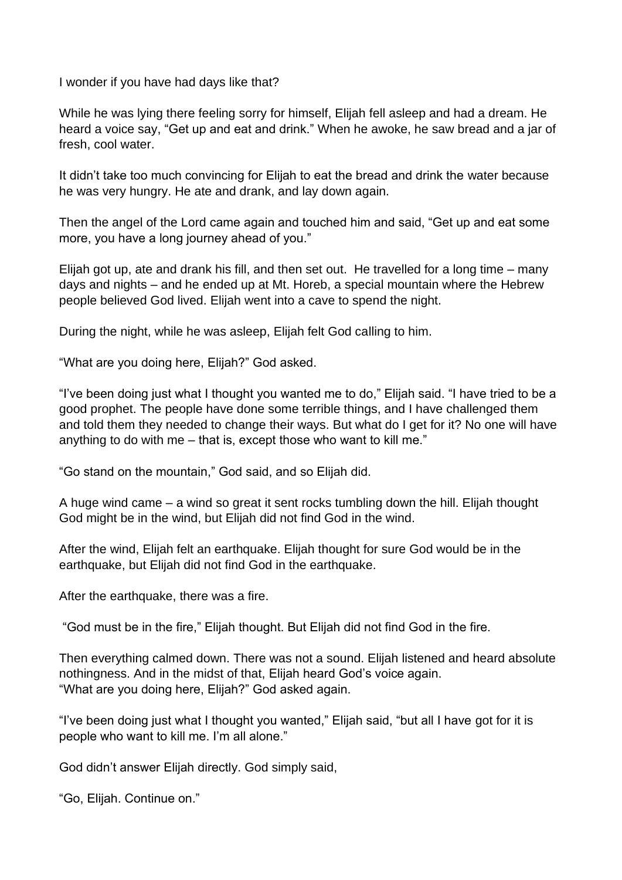I wonder if you have had days like that?

While he was lying there feeling sorry for himself, Elijah fell asleep and had a dream. He heard a voice say, "Get up and eat and drink." When he awoke, he saw bread and a jar of fresh, cool water.

It didn't take too much convincing for Elijah to eat the bread and drink the water because he was very hungry. He ate and drank, and lay down again.

Then the angel of the Lord came again and touched him and said, "Get up and eat some more, you have a long journey ahead of you."

Elijah got up, ate and drank his fill, and then set out. He travelled for a long time – many days and nights – and he ended up at Mt. Horeb, a special mountain where the Hebrew people believed God lived. Elijah went into a cave to spend the night.

During the night, while he was asleep, Elijah felt God calling to him.

"What are you doing here, Elijah?" God asked.

"I've been doing just what I thought you wanted me to do," Elijah said. "I have tried to be a good prophet. The people have done some terrible things, and I have challenged them and told them they needed to change their ways. But what do I get for it? No one will have anything to do with me – that is, except those who want to kill me."

"Go stand on the mountain," God said, and so Elijah did.

A huge wind came – a wind so great it sent rocks tumbling down the hill. Elijah thought God might be in the wind, but Elijah did not find God in the wind.

After the wind, Elijah felt an earthquake. Elijah thought for sure God would be in the earthquake, but Elijah did not find God in the earthquake.

After the earthquake, there was a fire.

"God must be in the fire," Elijah thought. But Elijah did not find God in the fire.

Then everything calmed down. There was not a sound. Elijah listened and heard absolute nothingness. And in the midst of that, Elijah heard God's voice again.
"What are you doing here, Elijah?" God asked again.

"I've been doing just what I thought you wanted," Elijah said, "but all I have got for it is people who want to kill me. I'm all alone."

God didn't answer Elijah directly. God simply said,

"Go, Elijah. Continue on."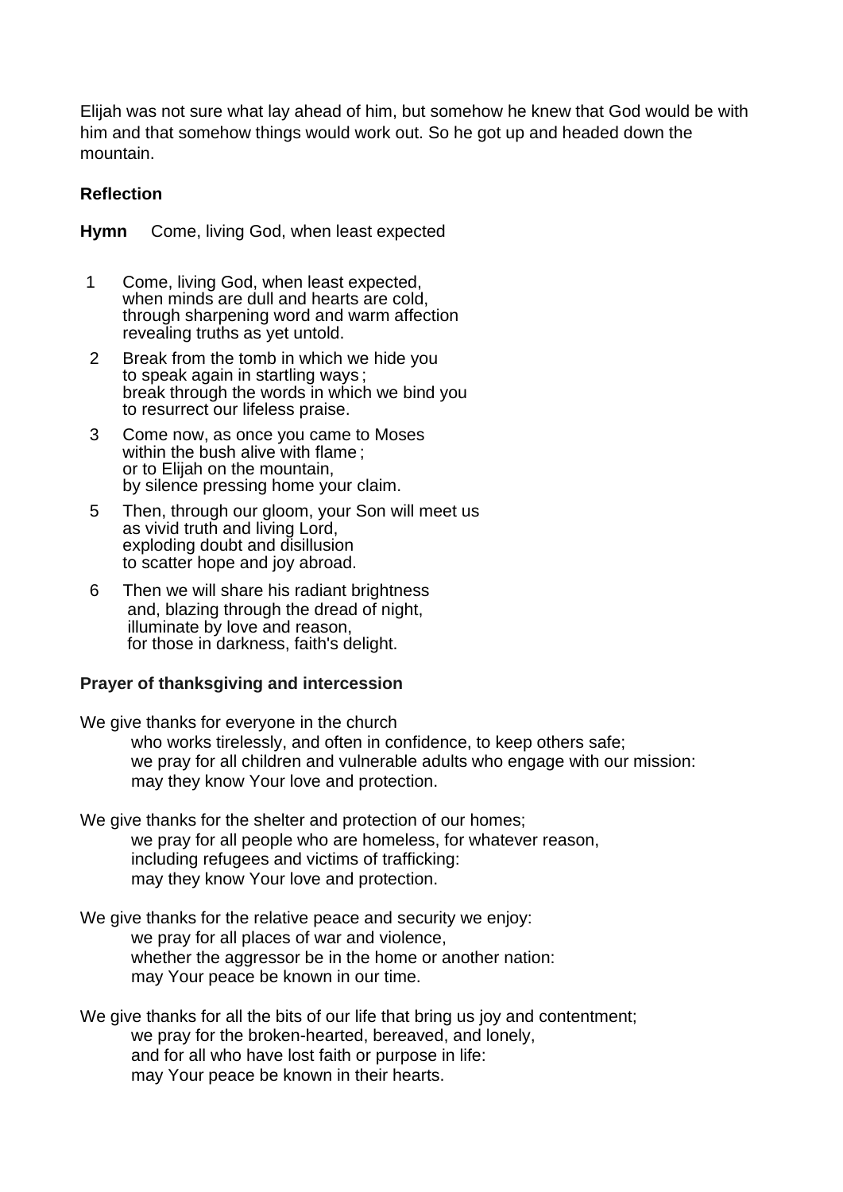Elijah was not sure what lay ahead of him, but somehow he knew that God would be with him and that somehow things would work out. So he got up and headed down the mountain.

**Reflection**

**Hymn** Come, living God, when least expected

1. Come, living God, when least expected,  
   when minds are dull and hearts are cold,  
   through sharpening word and warm affection  
   revealing truths as yet untold.

2. Break from the tomb in which we hide you  
   to speak again in startling ways;  
   break through the words in which we bind you  
   to resurrect our lifeless praise.

3. Come now, as once you came to Moses  
   within the bush alive with flame;  
   or to Elijah on the mountain,  
   by silence pressing home your claim.

5. Then, through our gloom, your Son will meet us  
   as vivid truth and living Lord,  
   exploding doubt and disillusion  
   to scatter hope and joy abroad.

6. Then we will share his radiant brightness  
   and, blazing through the dread of night,  
   illuminate by love and reason,  
   for those in darkness, faith's delight.

**Prayer of thanksgiving and intercession**

We give thanks for everyone in the church  
  who works tirelessly, and often in confidence, to keep others safe;  
  we pray for all children and vulnerable adults who engage with our mission:  
  may they know Your love and protection.

We give thanks for the shelter and protection of our homes;  
  we pray for all people who are homeless, for whatever reason,  
  including refugees and victims of trafficking:  
  may they know Your love and protection.

We give thanks for the relative peace and security we enjoy:  
  we pray for all places of war and violence,  
  whether the aggressor be in the home or another nation:  
  may Your peace be known in our time.

We give thanks for all the bits of our life that bring us joy and contentment;  
  we pray for the broken-hearted, bereaved, and lonely,  
  and for all who have lost faith or purpose in life:  
  may Your peace be known in their hearts.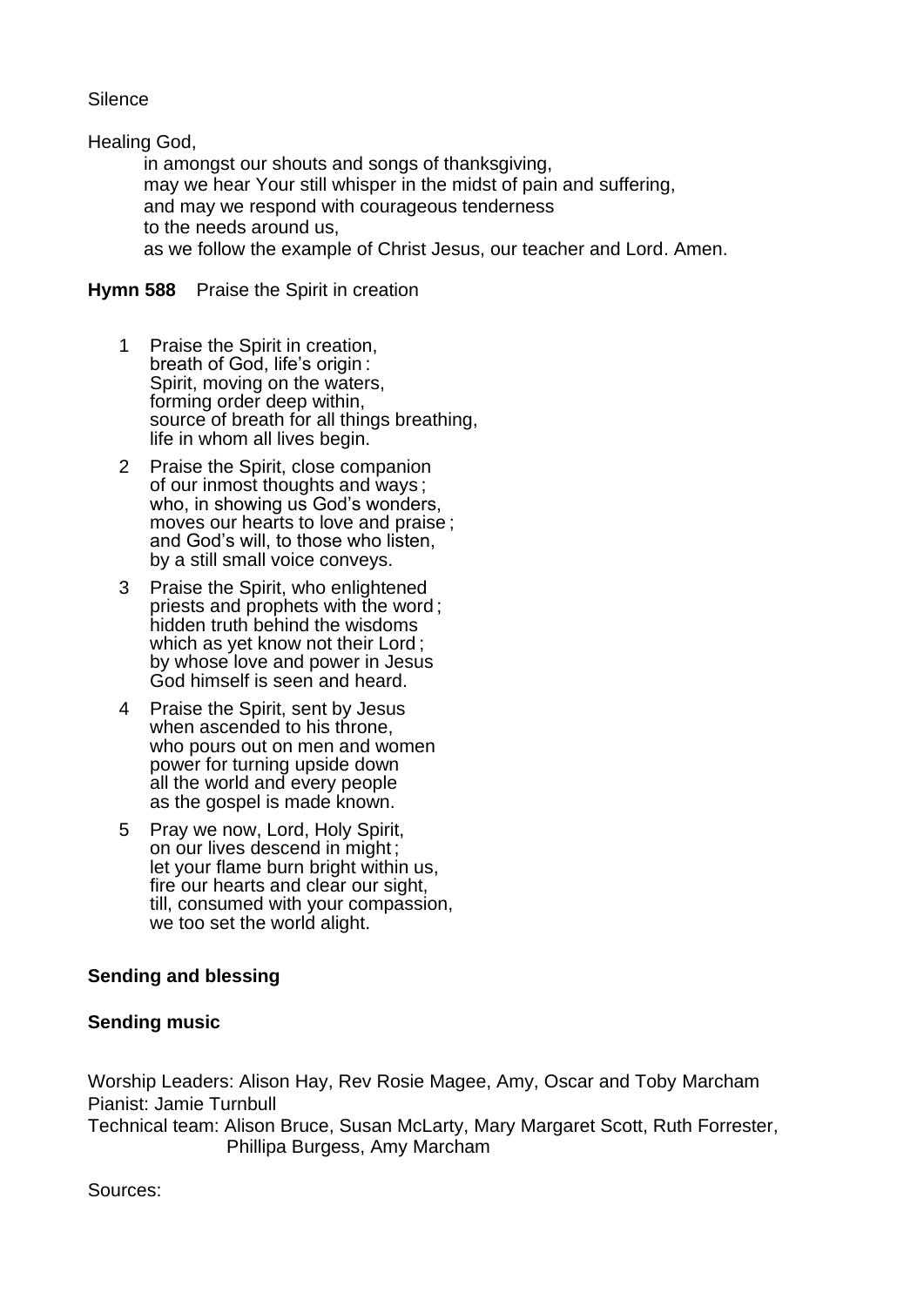Silence

Healing God,

in amongst our shouts and songs of thanksgiving,
may we hear Your still whisper in the midst of pain and suffering,
and may we respond with courageous tenderness
to the needs around us,
as we follow the example of Christ Jesus, our teacher and Lord. Amen.

**Hymn 588** Praise the Spirit in creation

1. Praise the Spirit in creation,
   breath of God, life's origin :
   Spirit, moving on the waters,
   forming order deep within,
   source of breath for all things breathing,
   life in whom all lives begin.

2. Praise the Spirit, close companion
   of our inmost thoughts and ways ;
   who, in showing us God's wonders,
   moves our hearts to love and praise ;
   and God's will, to those who listen,
   by a still small voice conveys.

3. Praise the Spirit, who enlightened
   priests and prophets with the word ;
   hidden truth behind the wisdoms
   which as yet know not their Lord ;
   by whose love and power in Jesus
   God himself is seen and heard.

4. Praise the Spirit, sent by Jesus
   when ascended to his throne,
   who pours out on men and women
   power for turning upside down
   all the world and every people
   as the gospel is made known.

5. Pray we now, Lord, Holy Spirit,
   on our lives descend in might ;
   let your flame burn bright within us,
   fire our hearts and clear our sight,
   till, consumed with your compassion,
   we too set the world alight.

**Sending and blessing**

**Sending music**

Worship Leaders: Alison Hay, Rev Rosie Magee, Amy, Oscar and Toby Marcham
Pianist: Jamie Turnbull
Technical team: Alison Bruce, Susan McLarty, Mary Margaret Scott, Ruth Forrester,
Phillipa Burgess, Amy Marcham

Sources: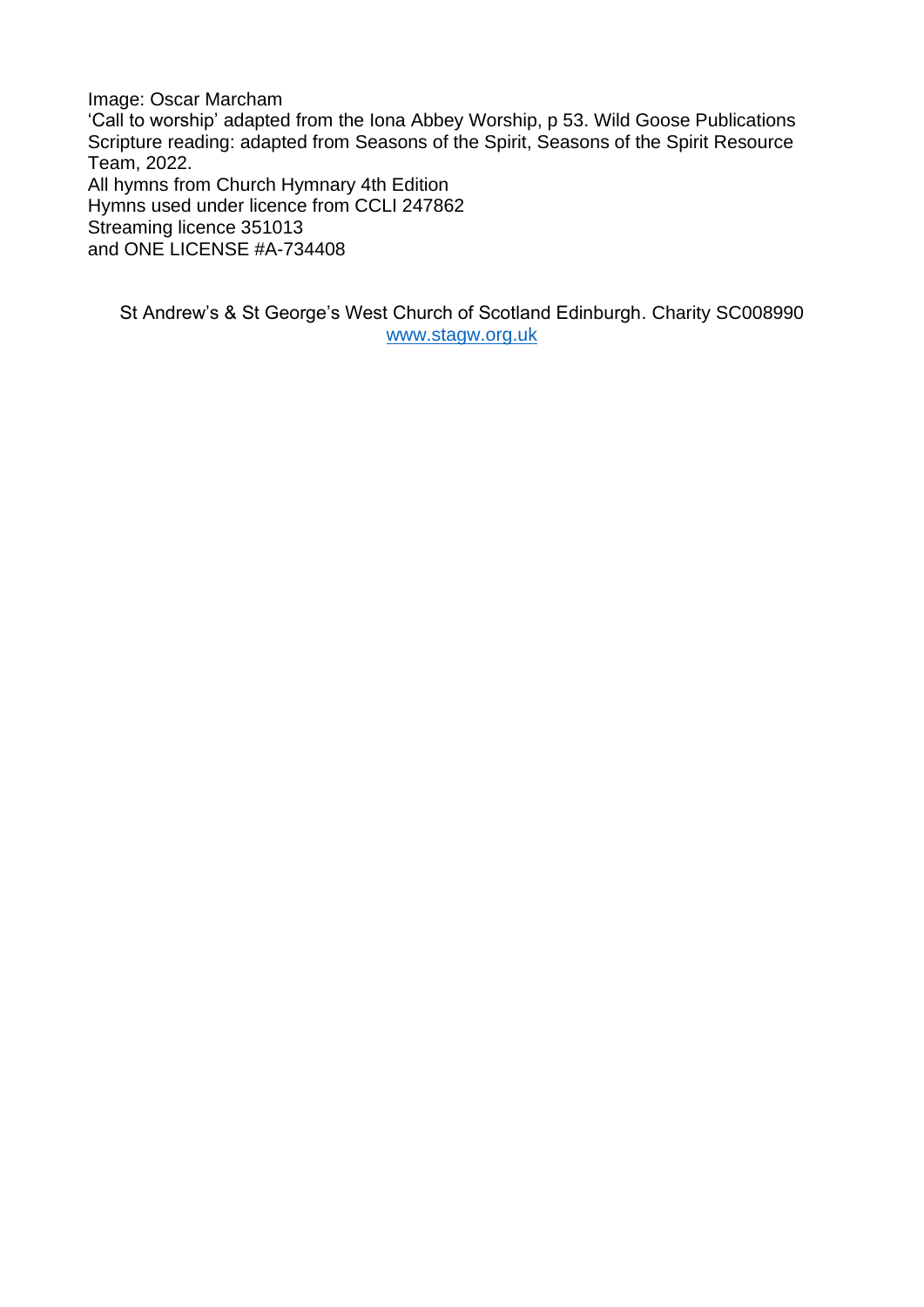Image: Oscar Marcham
'Call to worship' adapted from the Iona Abbey Worship, p 53. Wild Goose Publications
Scripture reading: adapted from Seasons of the Spirit, Seasons of the Spirit Resource Team, 2022.
All hymns from Church Hymnary 4th Edition
Hymns used under licence from CCLI 247862
Streaming licence 351013
and ONE LICENSE #A-734408

St Andrew's & St George's West Church of Scotland Edinburgh. Charity SC008990
www.stagw.org.uk